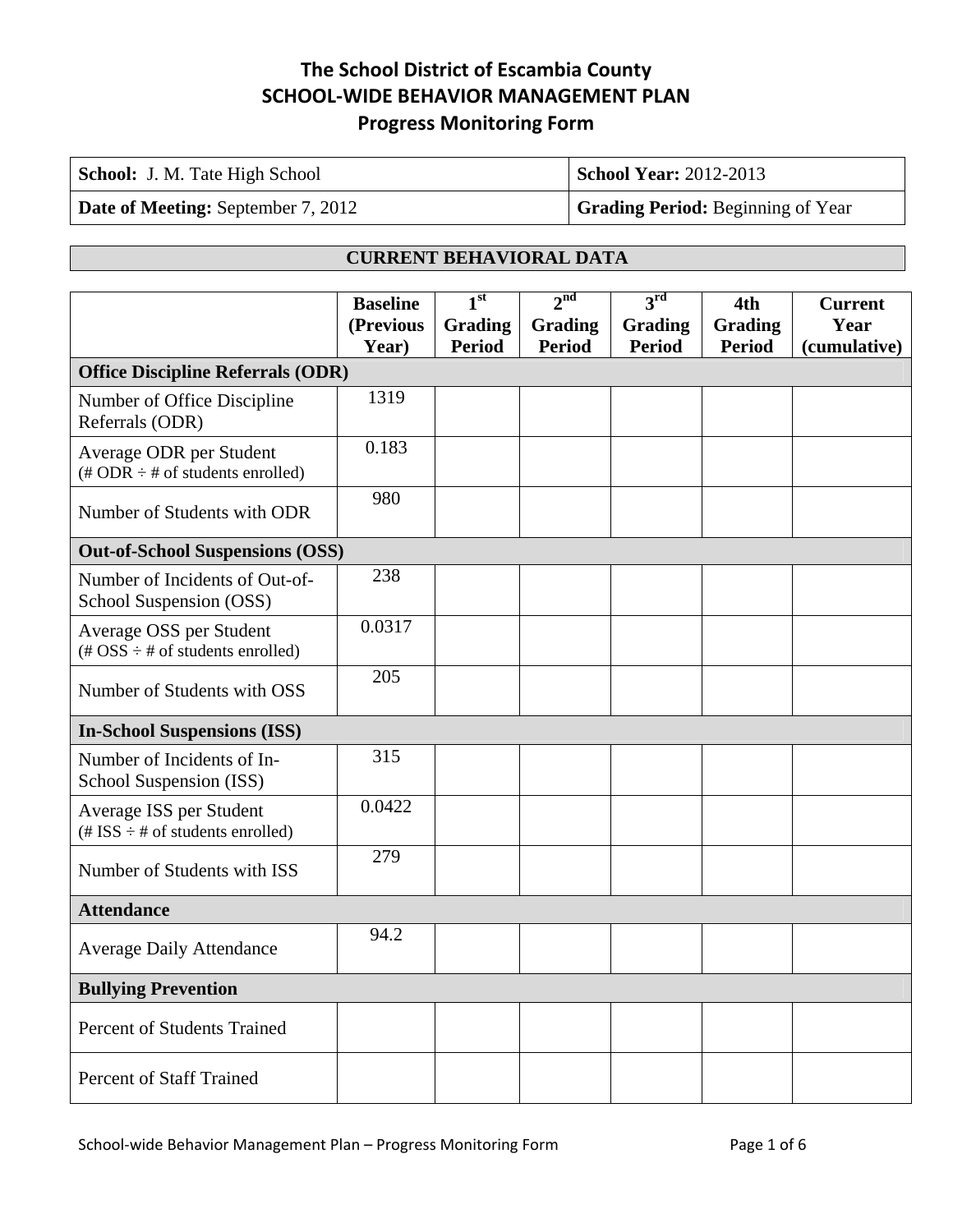# The School District of Escambia County
## SCHOOL-WIDE BEHAVIOR MANAGEMENT PLAN
### Progress Monitoring Form

| **School:** J. M. Tate High School | **School Year:** 2012-2013 |
|---|---|
| **Date of Meeting:** September 7, 2012 | **Grading Period:** Beginning of Year |

**CURRENT BEHAVIORAL DATA**

| | Baseline (Previous Year) | 1st Grading Period | 2nd Grading Period | 3rd Grading Period | 4th Grading Period | Current Year (cumulative) |
|---|---|---|---|---|---|---|
| **Office Discipline Referrals (ODR)** | | | | | | |
| Number of Office Discipline Referrals (ODR) | 1319 | | | | | |
| Average ODR per Student (# ODR ÷ # of students enrolled) | 0.183 | | | | | |
| Number of Students with ODR | 980 | | | | | |
| **Out-of-School Suspensions (OSS)** | | | | | | |
| Number of Incidents of Out-of-School Suspension (OSS) | 238 | | | | | |
| Average OSS per Student (# OSS ÷ # of students enrolled) | 0.0317 | | | | | |
| Number of Students with OSS | 205 | | | | | |
| **In-School Suspensions (ISS)** | | | | | | |
| Number of Incidents of In-School Suspension (ISS) | 315 | | | | | |
| Average ISS per Student (# ISS ÷ # of students enrolled) | 0.0422 | | | | | |
| Number of Students with ISS | 279 | | | | | |
| **Attendance** | | | | | | |
| Average Daily Attendance | 94.2 | | | | | |
| **Bullying Prevention** | | | | | | |
| Percent of Students Trained | | | | | | |
| Percent of Staff Trained | | | | | | |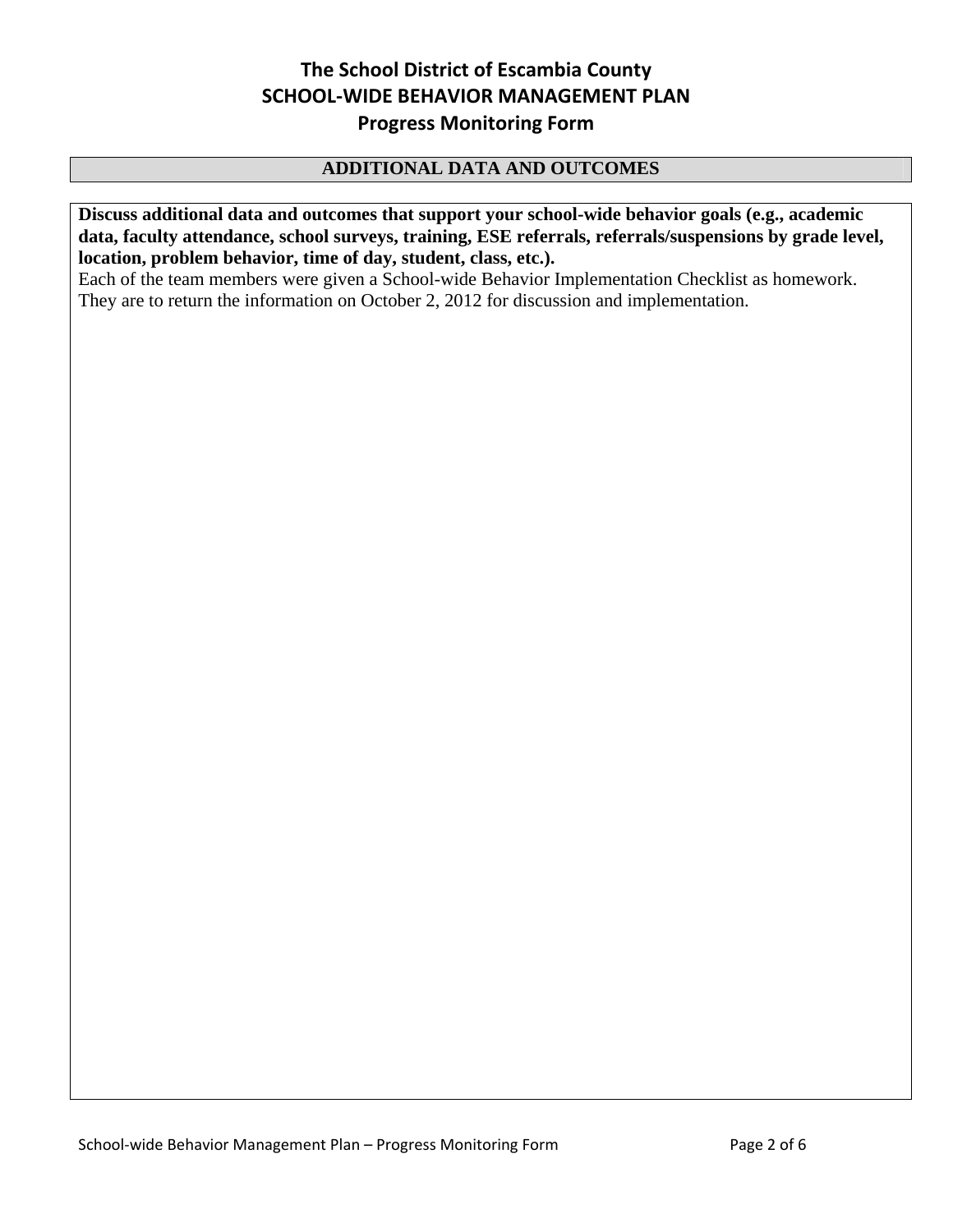## ADDITIONAL DATA AND OUTCOMES

**Discuss additional data and outcomes that support your school-wide behavior goals (e.g., academic data, faculty attendance, school surveys, training, ESE referrals, referrals/suspensions by grade level, location, problem behavior, time of day, student, class, etc.).**

Each of the team members were given a School-wide Behavior Implementation Checklist as homework. They are to return the information on October 2, 2012 for discussion and implementation.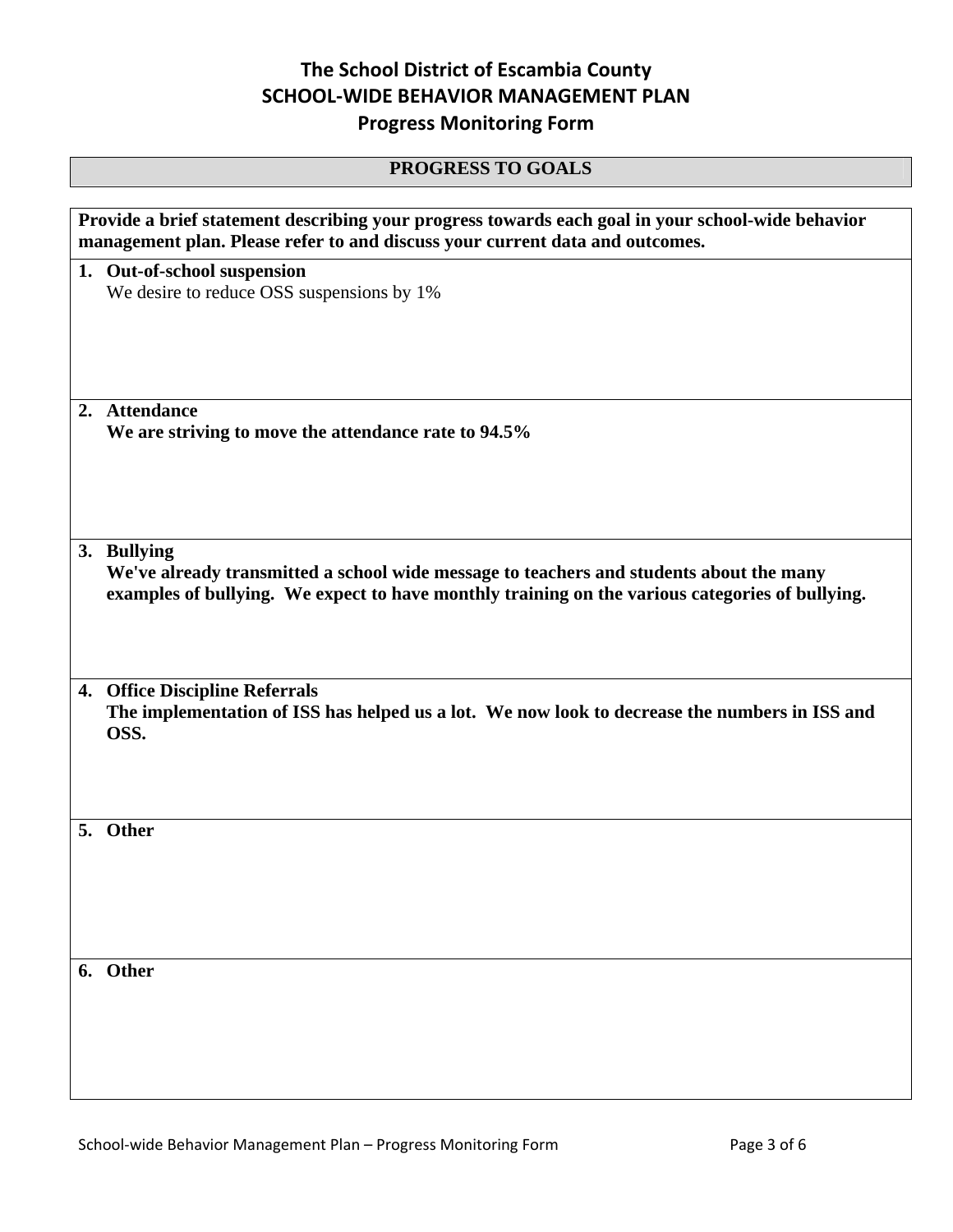# The School District of Escambia County

## SCHOOL-WIDE BEHAVIOR MANAGEMENT PLAN

## Progress Monitoring Form

| PROGRESS TO GOALS |
|---|

| **Provide a brief statement describing your progress towards each goal in your school-wide behavior management plan. Please refer to and discuss your current data and outcomes.** |
|---|
| **1. Out-of-school suspension**<br>We desire to reduce OSS suspensions by 1% |
| **2. Attendance**<br>**We are striving to move the attendance rate to 94.5%** |
| **3. Bullying**<br>**We've already transmitted a school wide message to teachers and students about the many examples of bullying. We expect to have monthly training on the various categories of bullying.** |
| **4. Office Discipline Referrals**<br>**The implementation of ISS has helped us a lot. We now look to decrease the numbers in ISS and OSS.** |
| **5. Other** |
| **6. Other** |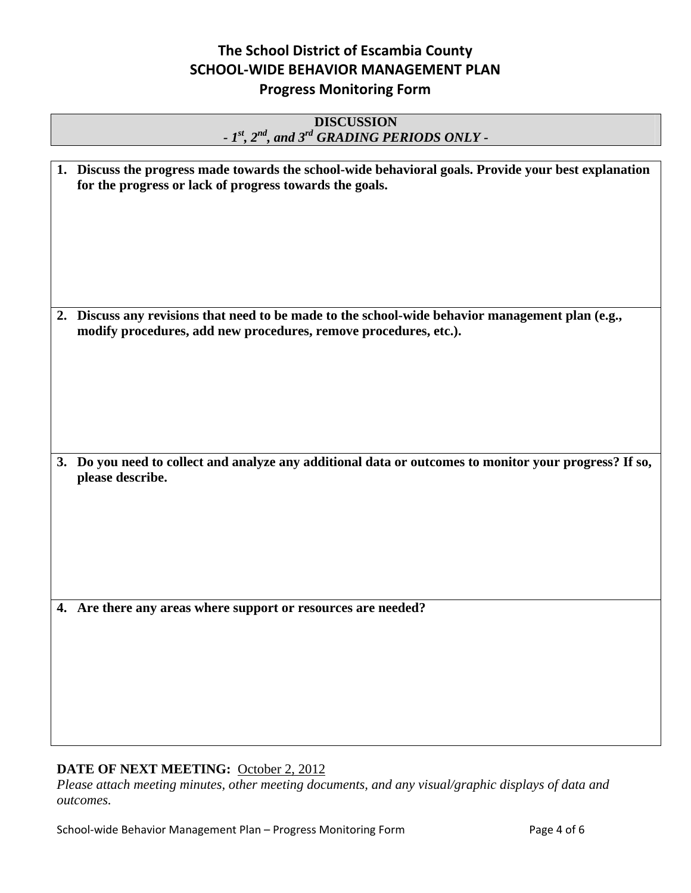# The School District of Escambia County

## SCHOOL-WIDE BEHAVIOR MANAGEMENT PLAN

### Progress Monitoring Form

| **DISCUSSION**<br>***- 1st, 2nd, and 3rd GRADING PERIODS ONLY -*** |
|---|

| |
|---|
| **1. Discuss the progress made towards the school-wide behavioral goals. Provide your best explanation for the progress or lack of progress towards the goals.** |
| **2. Discuss any revisions that need to be made to the school-wide behavior management plan (e.g., modify procedures, add new procedures, remove procedures, etc.).** |
| **3. Do you need to collect and analyze any additional data or outcomes to monitor your progress? If so, please describe.** |
| **4. Are there any areas where support or resources are needed?** |

**DATE OF NEXT MEETING:** October 2, 2012

*Please attach meeting minutes, other meeting documents, and any visual/graphic displays of data and outcomes.*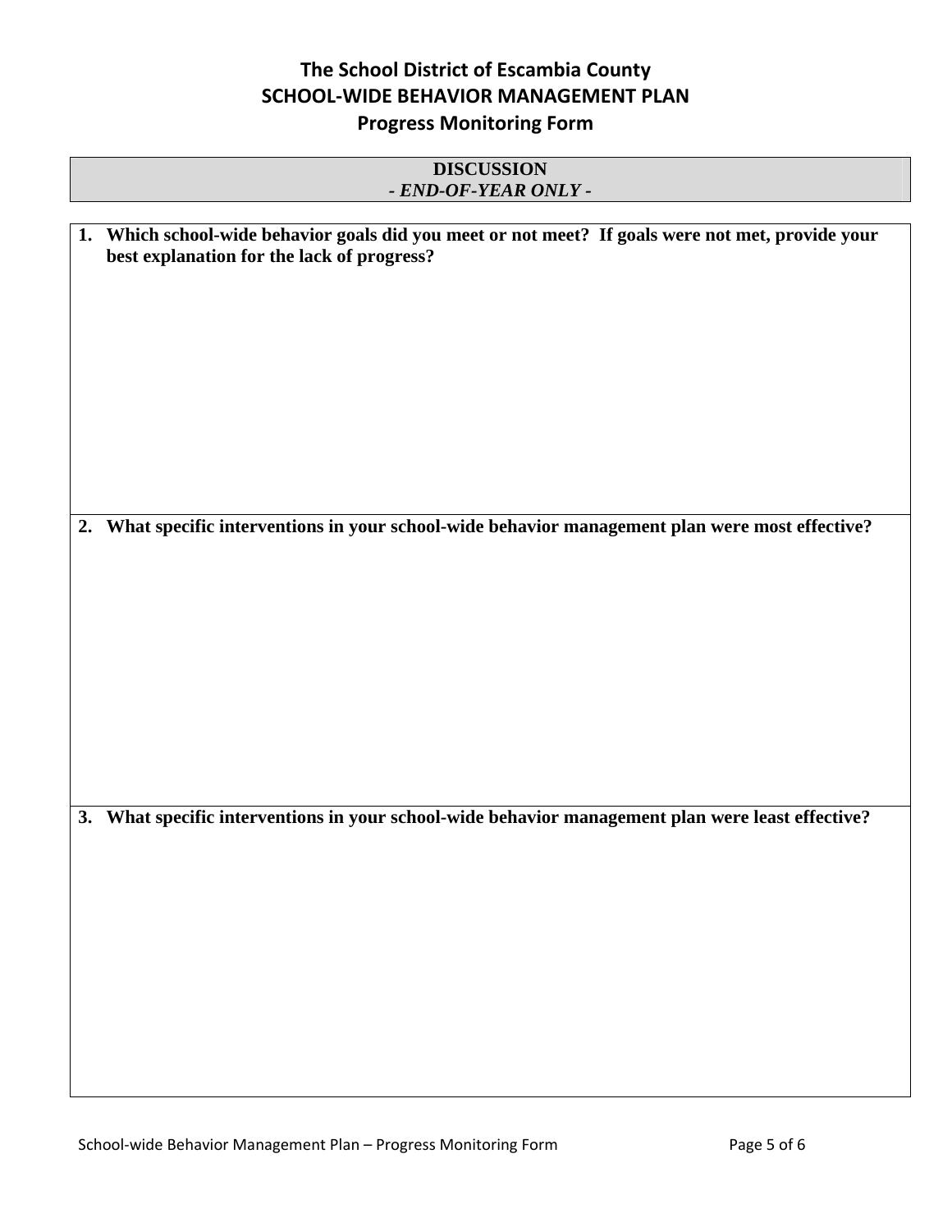# The School District of Escambia County
## SCHOOL-WIDE BEHAVIOR MANAGEMENT PLAN
### Progress Monitoring Form

**DISCUSSION**
***- END-OF-YEAR ONLY -***

1. **Which school-wide behavior goals did you meet or not meet? If goals were not met, provide your best explanation for the lack of progress?**

2. **What specific interventions in your school-wide behavior management plan were most effective?**

3. **What specific interventions in your school-wide behavior management plan were least effective?**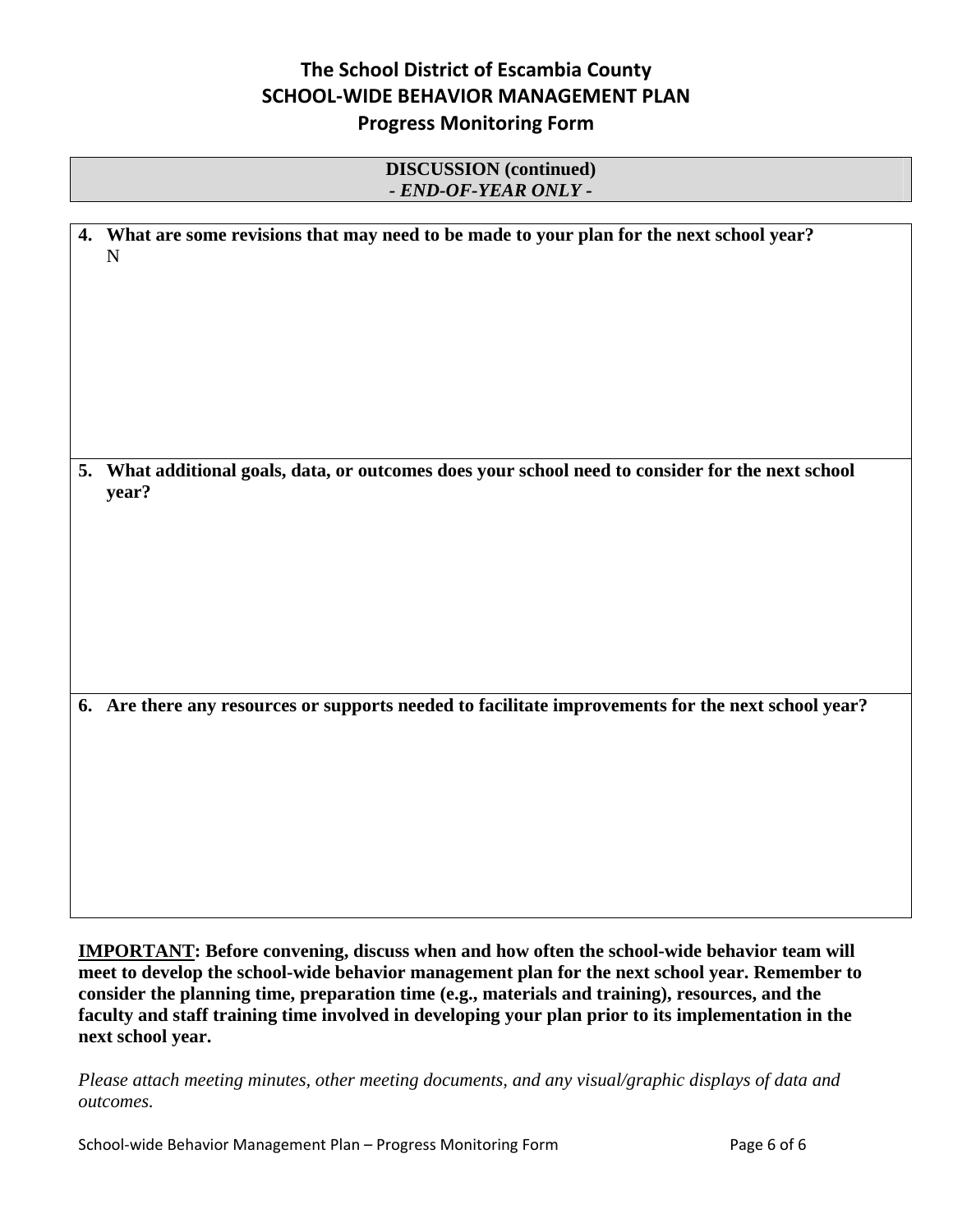# The School District of Escambia County
## SCHOOL-WIDE BEHAVIOR MANAGEMENT PLAN
### Progress Monitoring Form

**DISCUSSION (continued)**
***- END-OF-YEAR ONLY -***

**4. What are some revisions that may need to be made to your plan for the next school year?**

N

**5. What additional goals, data, or outcomes does your school need to consider for the next school year?**

**6. Are there any resources or supports needed to facilitate improvements for the next school year?**

**<u>IMPORTANT</u>: Before convening, discuss when and how often the school-wide behavior team will meet to develop the school-wide behavior management plan for the next school year. Remember to consider the planning time, preparation time (e.g., materials and training), resources, and the faculty and staff training time involved in developing your plan prior to its implementation in the next school year.**

*Please attach meeting minutes, other meeting documents, and any visual/graphic displays of data and outcomes.*